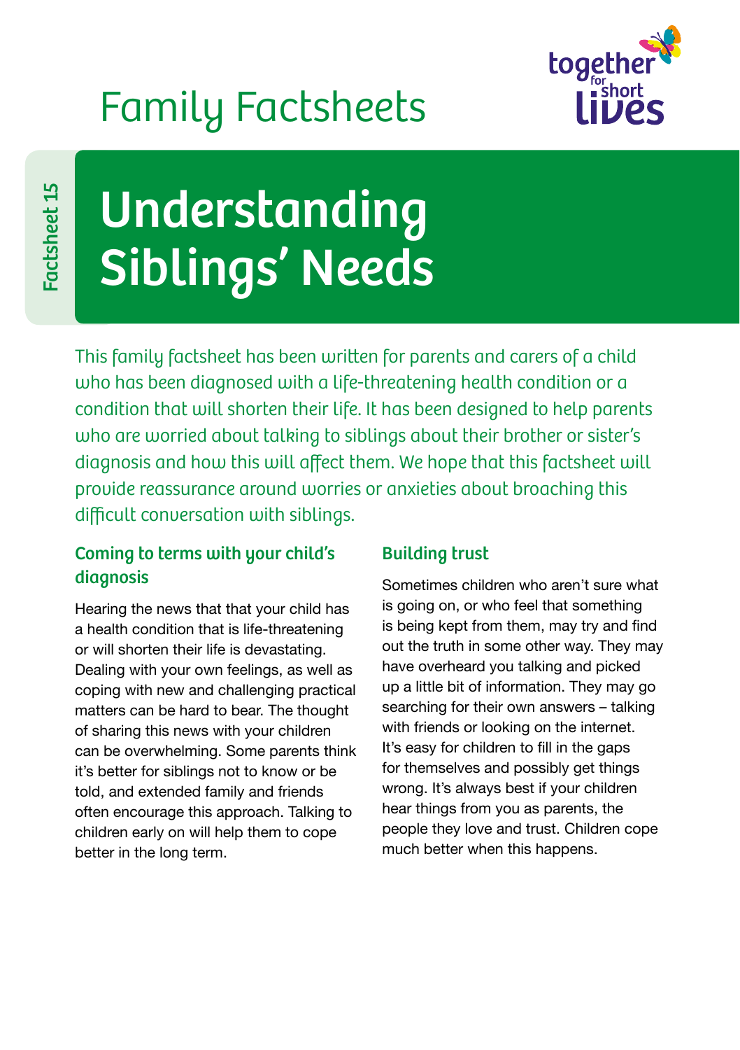Family Factsheets

Factsheet 15

# Understanding Siblings' Needs

This family factsheet has been written for parents and carers of a child who has been diagnosed with a life-threatening health condition or a condition that will shorten their life. It has been designed to help parents who are worried about talking to siblings about their brother or sister's diagnosis and how this will affect them. We hope that this factsheet will provide reassurance around worries or anxieties about broaching this difficult conversation with siblings.

## Coming to terms with your child's diagnosis

Hearing the news that that your child has a health condition that is life-threatening or will shorten their life is devastating. Dealing with your own feelings, as well as coping with new and challenging practical matters can be hard to bear. The thought of sharing this news with your children can be overwhelming. Some parents think it's better for siblings not to know or be told, and extended family and friends often encourage this approach. Talking to children early on will help them to cope better in the long term.

## Building trust

Sometimes children who aren't sure what is going on, or who feel that something is being kept from them, may try and find out the truth in some other way. They may have overheard you talking and picked up a little bit of information. They may go searching for their own answers – talking with friends or looking on the internet. It's easy for children to fill in the gaps for themselves and possibly get things wrong. It's always best if your children hear things from you as parents, the people they love and trust. Children cope much better when this happens.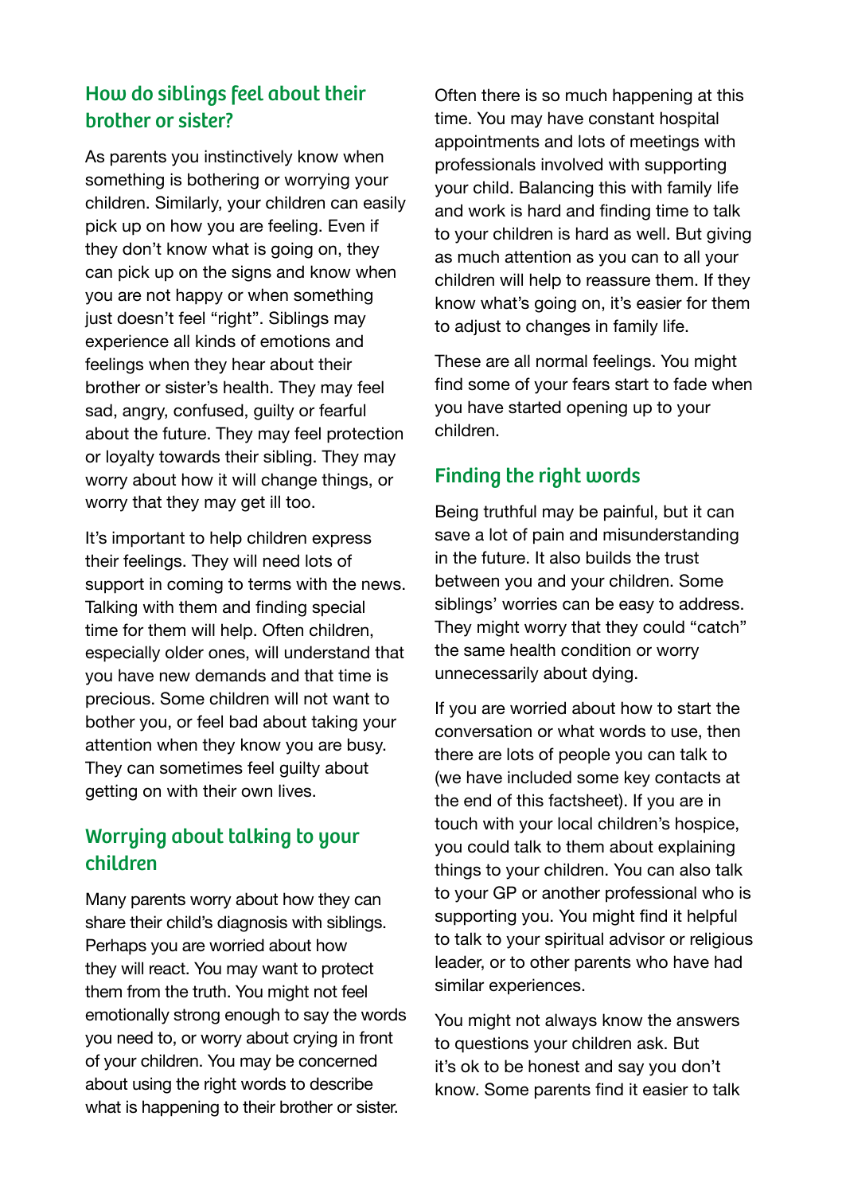## How do siblings feel about their brother or sister?

As parents you instinctively know when something is bothering or worrying your children. Similarly, your children can easily pick up on how you are feeling. Even if they don't know what is going on, they can pick up on the signs and know when you are not happy or when something just doesn't feel "right". Siblings may experience all kinds of emotions and feelings when they hear about their brother or sister's health. They may feel sad, angry, confused, guilty or fearful about the future. They may feel protection or loyalty towards their sibling. They may worry about how it will change things, or worry that they may get ill too.

It's important to help children express their feelings. They will need lots of support in coming to terms with the news. Talking with them and finding special time for them will help. Often children, especially older ones, will understand that you have new demands and that time is precious. Some children will not want to bother you, or feel bad about taking your attention when they know you are busy. They can sometimes feel guilty about getting on with their own lives.

## Worrying about talking to your children

Many parents worry about how they can share their child's diagnosis with siblings. Perhaps you are worried about how they will react. You may want to protect them from the truth. You might not feel emotionally strong enough to say the words you need to, or worry about crying in front of your children. You may be concerned about using the right words to describe what is happening to their brother or sister.

Often there is so much happening at this time. You may have constant hospital appointments and lots of meetings with professionals involved with supporting your child. Balancing this with family life and work is hard and finding time to talk to your children is hard as well. But giving as much attention as you can to all your children will help to reassure them. If they know what's going on, it's easier for them to adjust to changes in family life.

These are all normal feelings. You might find some of your fears start to fade when you have started opening up to your children.

## Finding the right words

Being truthful may be painful, but it can save a lot of pain and misunderstanding in the future. It also builds the trust between you and your children. Some siblings' worries can be easy to address. They might worry that they could "catch" the same health condition or worry unnecessarily about dying.

If you are worried about how to start the conversation or what words to use, then there are lots of people you can talk to (we have included some key contacts at the end of this factsheet). If you are in touch with your local children's hospice, you could talk to them about explaining things to your children. You can also talk to your GP or another professional who is supporting you. You might find it helpful to talk to your spiritual advisor or religious leader, or to other parents who have had similar experiences.

You might not always know the answers to questions your children ask. But it's ok to be honest and say you don't know. Some parents find it easier to talk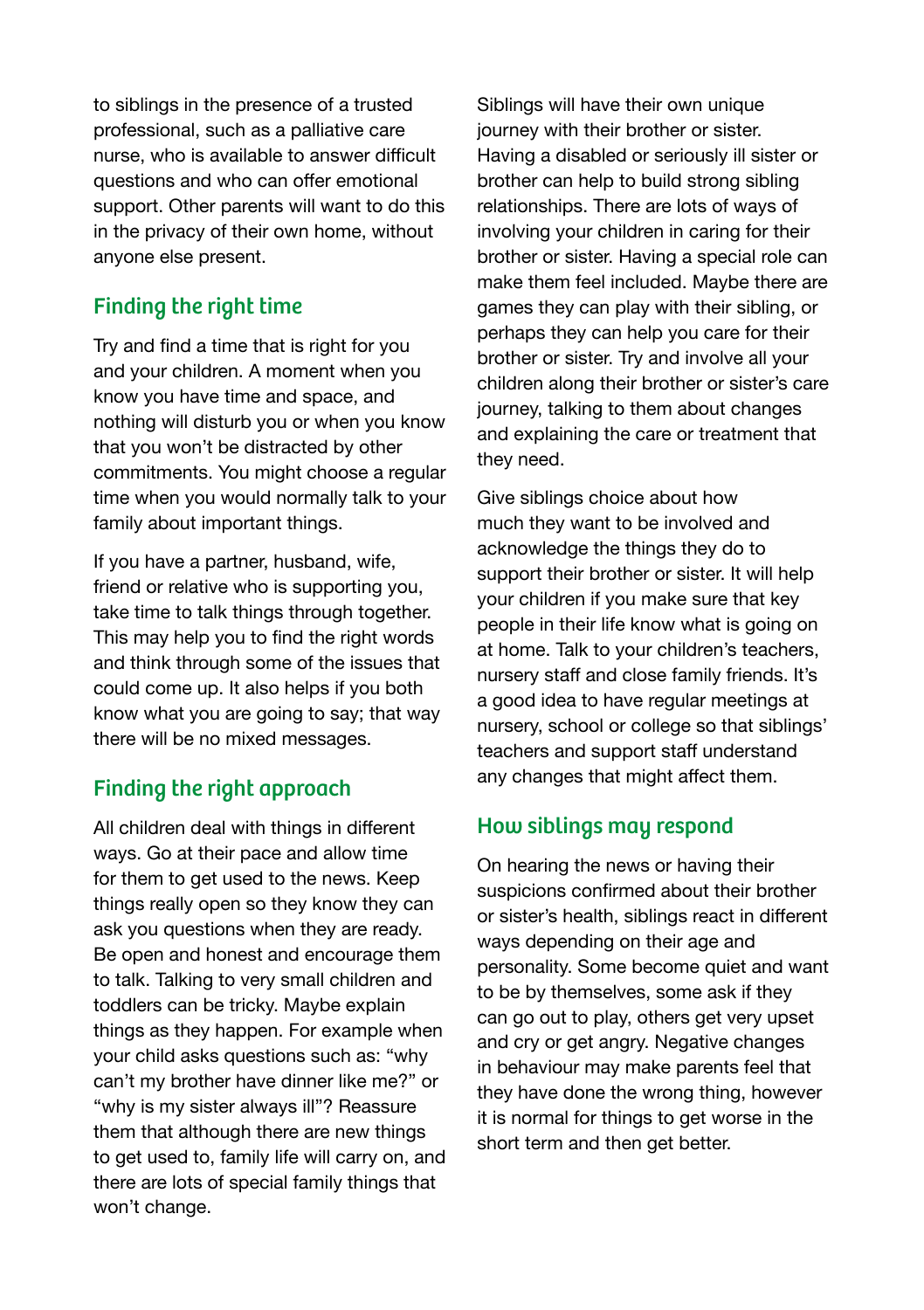to siblings in the presence of a trusted professional, such as a palliative care nurse, who is available to answer difficult questions and who can offer emotional support. Other parents will want to do this in the privacy of their own home, without anyone else present.

## Finding the right time

Try and find a time that is right for you and your children. A moment when you know you have time and space, and nothing will disturb you or when you know that you won't be distracted by other commitments. You might choose a regular time when you would normally talk to your family about important things.

If you have a partner, husband, wife, friend or relative who is supporting you, take time to talk things through together. This may help you to find the right words and think through some of the issues that could come up. It also helps if you both know what you are going to say; that way there will be no mixed messages.

## Finding the right approach

All children deal with things in different ways. Go at their pace and allow time for them to get used to the news. Keep things really open so they know they can ask you questions when they are ready. Be open and honest and encourage them to talk. Talking to very small children and toddlers can be tricky. Maybe explain things as they happen. For example when your child asks questions such as: "why can't my brother have dinner like me?" or "why is my sister always ill"? Reassure them that although there are new things to get used to, family life will carry on, and there are lots of special family things that won't change.

Siblings will have their own unique journey with their brother or sister. Having a disabled or seriously ill sister or brother can help to build strong sibling relationships. There are lots of ways of involving your children in caring for their brother or sister. Having a special role can make them feel included. Maybe there are games they can play with their sibling, or perhaps they can help you care for their brother or sister. Try and involve all your children along their brother or sister's care journey, talking to them about changes and explaining the care or treatment that they need.

Give siblings choice about how much they want to be involved and acknowledge the things they do to support their brother or sister. It will help your children if you make sure that key people in their life know what is going on at home. Talk to your children's teachers, nursery staff and close family friends. It's a good idea to have regular meetings at nursery, school or college so that siblings' teachers and support staff understand any changes that might affect them.

## How siblings may respond

On hearing the news or having their suspicions confirmed about their brother or sister's health, siblings react in different ways depending on their age and personality. Some become quiet and want to be by themselves, some ask if they can go out to play, others get very upset and cry or get angry. Negative changes in behaviour may make parents feel that they have done the wrong thing, however it is normal for things to get worse in the short term and then get better.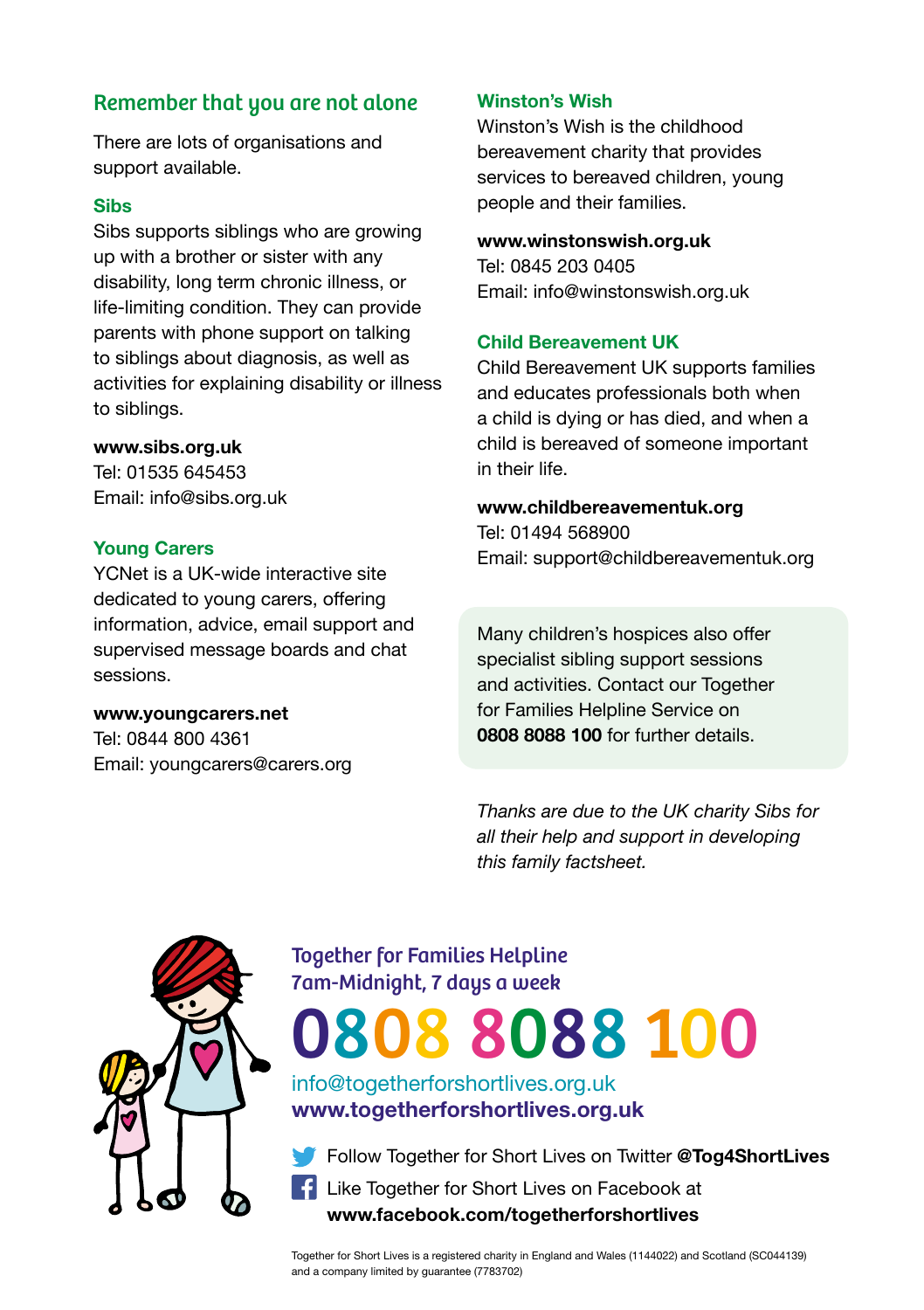## Remember that you are not alone

There are lots of organisations and support available.

### Sibs

Sibs supports siblings who are growing up with a brother or sister with any disability, long term chronic illness, or life-limiting condition. They can provide parents with phone support on talking to siblings about diagnosis, as well as activities for explaining disability or illness to siblings.

**www.sibs.org.uk**
Tel: 01535 645453
Email: info@sibs.org.uk

### Young Carers

YCNet is a UK-wide interactive site dedicated to young carers, offering information, advice, email support and supervised message boards and chat sessions.

**www.youngcarers.net**
Tel: 0844 800 4361
Email: youngcarers@carers.org

### Winston's Wish

Winston's Wish is the childhood bereavement charity that provides services to bereaved children, young people and their families.

**www.winstonswish.org.uk**
Tel: 0845 203 0405
Email: info@winstonswish.org.uk

### Child Bereavement UK

Child Bereavement UK supports families and educates professionals both when a child is dying or has died, and when a child is bereaved of someone important in their life.

**www.childbereavementuk.org**
Tel: 01494 568900
Email: support@childbereavementuk.org

Many children's hospices also offer specialist sibling support sessions and activities. Contact our Together for Families Helpline Service on **0808 8088 100** for further details.

*Thanks are due to the UK charity Sibs for all their help and support in developing this family factsheet.*

## Together for Families Helpline
## 7am-Midnight, 7 days a week

# 0808 8088 100

info@togetherforshortlives.org.uk
**www.togetherforshortlives.org.uk**

Follow Together for Short Lives on Twitter **@Tog4ShortLives**

Like Together for Short Lives on Facebook at **www.facebook.com/togetherforshortlives**

Together for Short Lives is a registered charity in England and Wales (1144022) and Scotland (SC044139) and a company limited by guarantee (7783702)